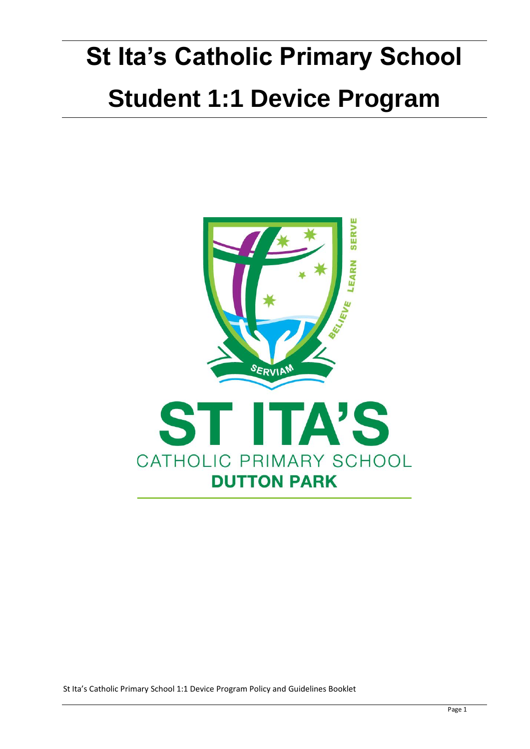# St Ita's Catholic Primary School

# Student 1:1 Device Program

St Ita's Catholic Primary School 1:1 Device Program Policy and Guidelines Booklet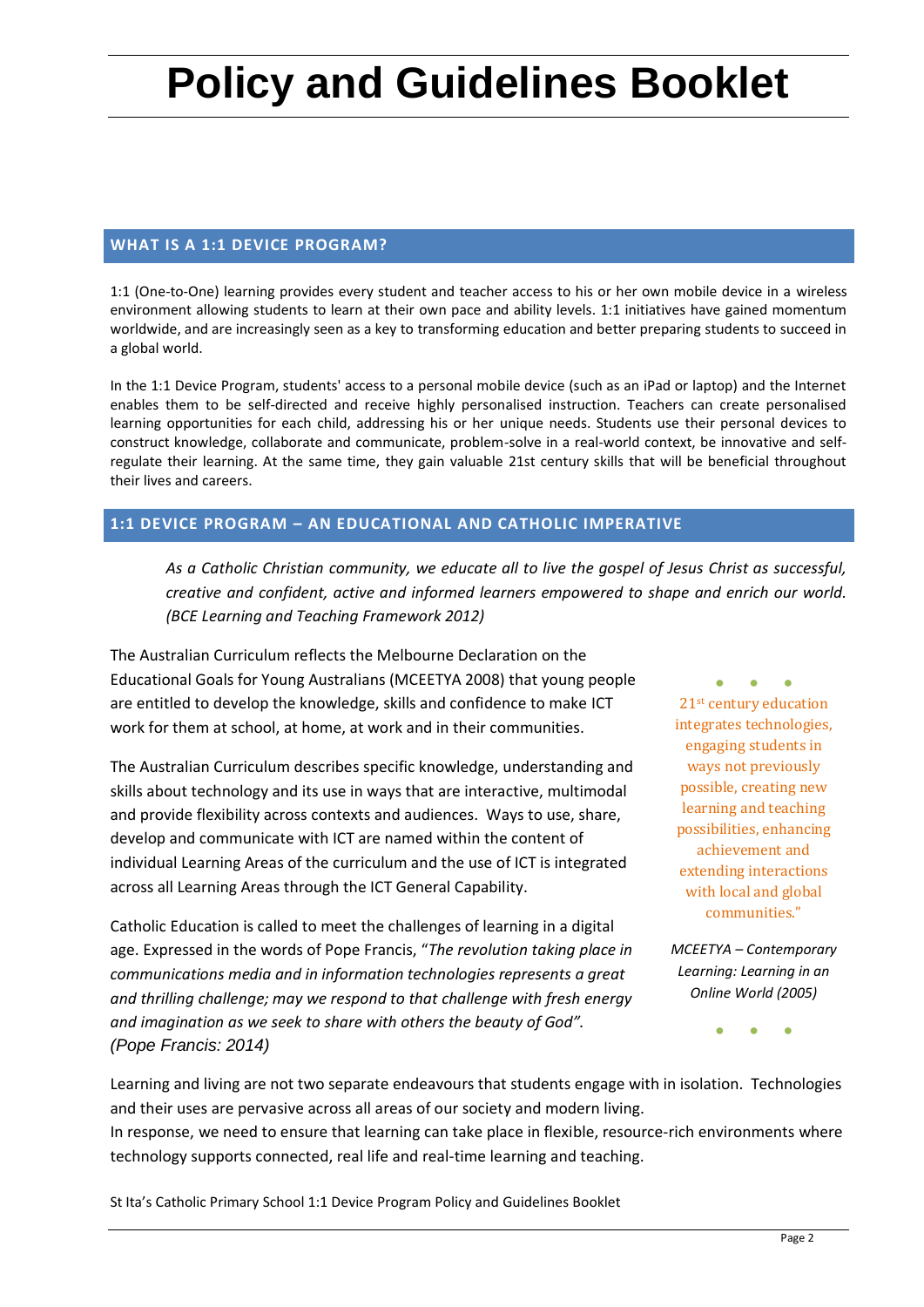# Policy and Guidelines Booklet

## WHAT IS A 1:1 DEVICE PROGRAM?

1:1 (One-to-One) learning provides every student and teacher access to his or her own mobile device in a wireless environment allowing students to learn at their own pace and ability levels. 1:1 initiatives have gained momentum worldwide, and are increasingly seen as a key to transforming education and better preparing students to succeed in a global world.

In the 1:1 Device Program, students' access to a personal mobile device (such as an iPad or laptop) and the Internet enables them to be self-directed and receive highly personalised instruction. Teachers can create personalised learning opportunities for each child, addressing his or her unique needs. Students use their personal devices to construct knowledge, collaborate and communicate, problem-solve in a real-world context, be innovative and self-regulate their learning. At the same time, they gain valuable 21st century skills that will be beneficial throughout their lives and careers.

## 1:1 DEVICE PROGRAM – AN EDUCATIONAL AND CATHOLIC IMPERATIVE

> *As a Catholic Christian community, we educate all to live the gospel of Jesus Christ as successful, creative and confident, active and informed learners empowered to shape and enrich our world. (BCE Learning and Teaching Framework 2012)*

The Australian Curriculum reflects the Melbourne Declaration on the Educational Goals for Young Australians (MCEETYA 2008) that young people are entitled to develop the knowledge, skills and confidence to make ICT work for them at school, at home, at work and in their communities.

The Australian Curriculum describes specific knowledge, understanding and skills about technology and its use in ways that are interactive, multimodal and provide flexibility across contexts and audiences. Ways to use, share, develop and communicate with ICT are named within the content of individual Learning Areas of the curriculum and the use of ICT is integrated across all Learning Areas through the ICT General Capability.

Catholic Education is called to meet the challenges of learning in a digital age. Expressed in the words of Pope Francis, "*The revolution taking place in communications media and in information technologies represents a great and thrilling challenge; may we respond to that challenge with fresh energy and imagination as we seek to share with others the beauty of God". (Pope Francis: 2014)*

> 21st century education integrates technologies, engaging students in ways not previously possible, creating new learning and teaching possibilities, enhancing achievement and extending interactions with local and global communities."
>
> *MCEETYA – Contemporary Learning: Learning in an Online World (2005)*

Learning and living are not two separate endeavours that students engage with in isolation. Technologies and their uses are pervasive across all areas of our society and modern living.
In response, we need to ensure that learning can take place in flexible, resource-rich environments where technology supports connected, real life and real-time learning and teaching.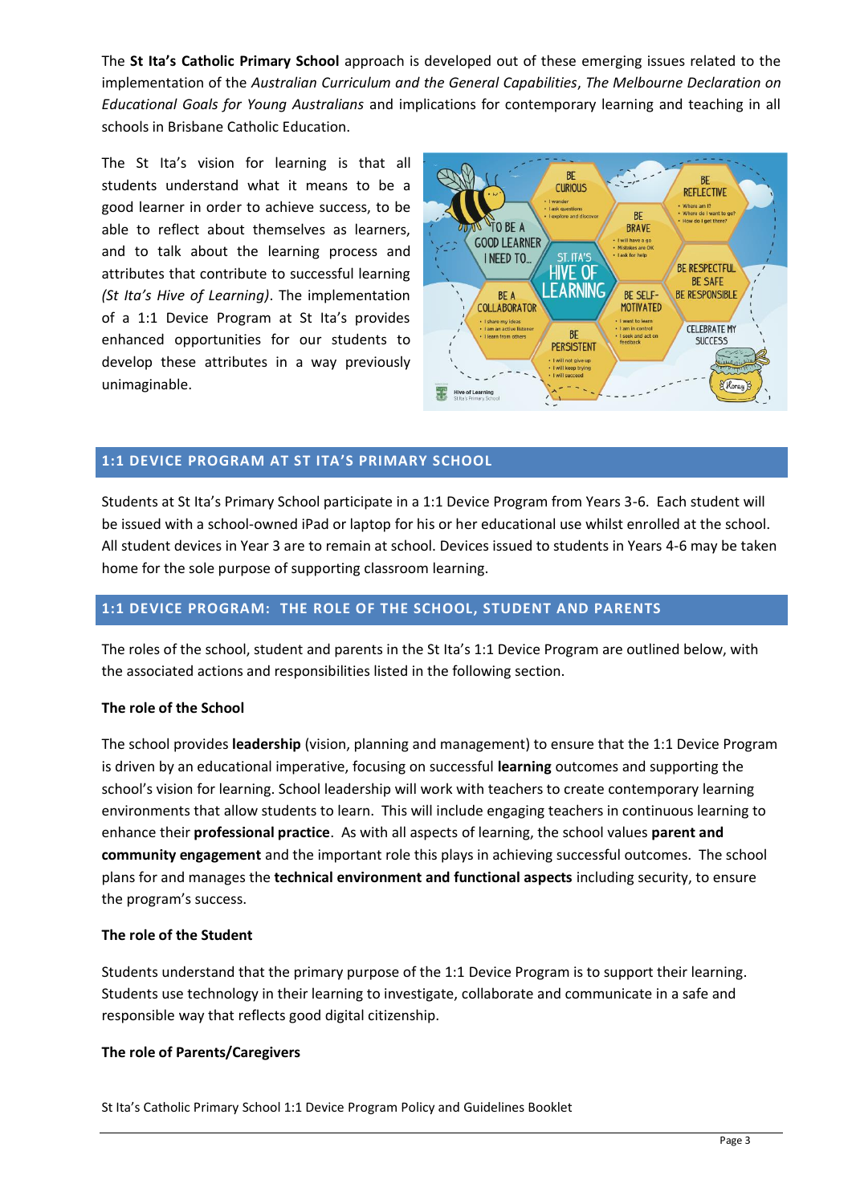The **St Ita's Catholic Primary School** approach is developed out of these emerging issues related to the implementation of the *Australian Curriculum and the General Capabilities*, *The Melbourne Declaration on Educational Goals for Young Australians* and implications for contemporary learning and teaching in all schools in Brisbane Catholic Education.

The St Ita's vision for learning is that all students understand what it means to be a good learner in order to achieve success, to be able to reflect about themselves as learners, and to talk about the learning process and attributes that contribute to successful learning *(St Ita's Hive of Learning)*. The implementation of a 1:1 Device Program at St Ita's provides enhanced opportunities for our students to develop these attributes in a way previously unimaginable.

## 1:1 DEVICE PROGRAM AT ST ITA'S PRIMARY SCHOOL

Students at St Ita's Primary School participate in a 1:1 Device Program from Years 3-6. Each student will be issued with a school-owned iPad or laptop for his or her educational use whilst enrolled at the school. All student devices in Year 3 are to remain at school. Devices issued to students in Years 4-6 may be taken home for the sole purpose of supporting classroom learning.

## 1:1 DEVICE PROGRAM: THE ROLE OF THE SCHOOL, STUDENT AND PARENTS

The roles of the school, student and parents in the St Ita's 1:1 Device Program are outlined below, with the associated actions and responsibilities listed in the following section.

**The role of the School**

The school provides **leadership** (vision, planning and management) to ensure that the 1:1 Device Program is driven by an educational imperative, focusing on successful **learning** outcomes and supporting the school's vision for learning. School leadership will work with teachers to create contemporary learning environments that allow students to learn. This will include engaging teachers in continuous learning to enhance their **professional practice**. As with all aspects of learning, the school values **parent and community engagement** and the important role this plays in achieving successful outcomes. The school plans for and manages the **technical environment and functional aspects** including security, to ensure the program's success.

**The role of the Student**

Students understand that the primary purpose of the 1:1 Device Program is to support their learning. Students use technology in their learning to investigate, collaborate and communicate in a safe and responsible way that reflects good digital citizenship.

**The role of Parents/Caregivers**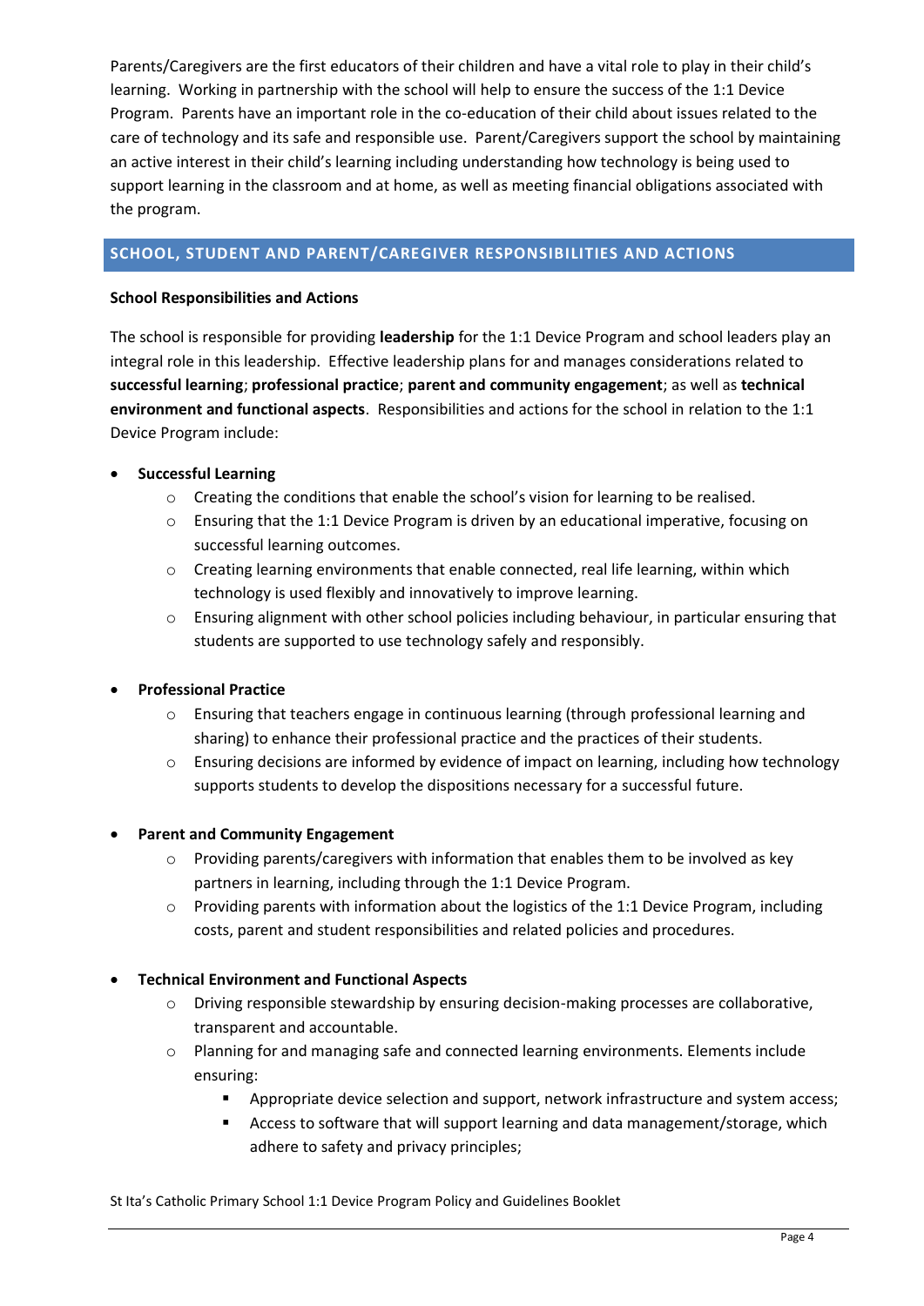Parents/Caregivers are the first educators of their children and have a vital role to play in their child's learning. Working in partnership with the school will help to ensure the success of the 1:1 Device Program. Parents have an important role in the co-education of their child about issues related to the care of technology and its safe and responsible use. Parent/Caregivers support the school by maintaining an active interest in their child's learning including understanding how technology is being used to support learning in the classroom and at home, as well as meeting financial obligations associated with the program.

## SCHOOL, STUDENT AND PARENT/CAREGIVER RESPONSIBILITIES AND ACTIONS

### School Responsibilities and Actions

The school is responsible for providing **leadership** for the 1:1 Device Program and school leaders play an integral role in this leadership. Effective leadership plans for and manages considerations related to **successful learning**; **professional practice**; **parent and community engagement**; as well as **technical environment and functional aspects**. Responsibilities and actions for the school in relation to the 1:1 Device Program include:

- **Successful Learning**
  - Creating the conditions that enable the school's vision for learning to be realised.
  - Ensuring that the 1:1 Device Program is driven by an educational imperative, focusing on successful learning outcomes.
  - Creating learning environments that enable connected, real life learning, within which technology is used flexibly and innovatively to improve learning.
  - Ensuring alignment with other school policies including behaviour, in particular ensuring that students are supported to use technology safely and responsibly.

- **Professional Practice**
  - Ensuring that teachers engage in continuous learning (through professional learning and sharing) to enhance their professional practice and the practices of their students.
  - Ensuring decisions are informed by evidence of impact on learning, including how technology supports students to develop the dispositions necessary for a successful future.

- **Parent and Community Engagement**
  - Providing parents/caregivers with information that enables them to be involved as key partners in learning, including through the 1:1 Device Program.
  - Providing parents with information about the logistics of the 1:1 Device Program, including costs, parent and student responsibilities and related policies and procedures.

- **Technical Environment and Functional Aspects**
  - Driving responsible stewardship by ensuring decision-making processes are collaborative, transparent and accountable.
  - Planning for and managing safe and connected learning environments. Elements include ensuring:
    - Appropriate device selection and support, network infrastructure and system access;
    - Access to software that will support learning and data management/storage, which adhere to safety and privacy principles;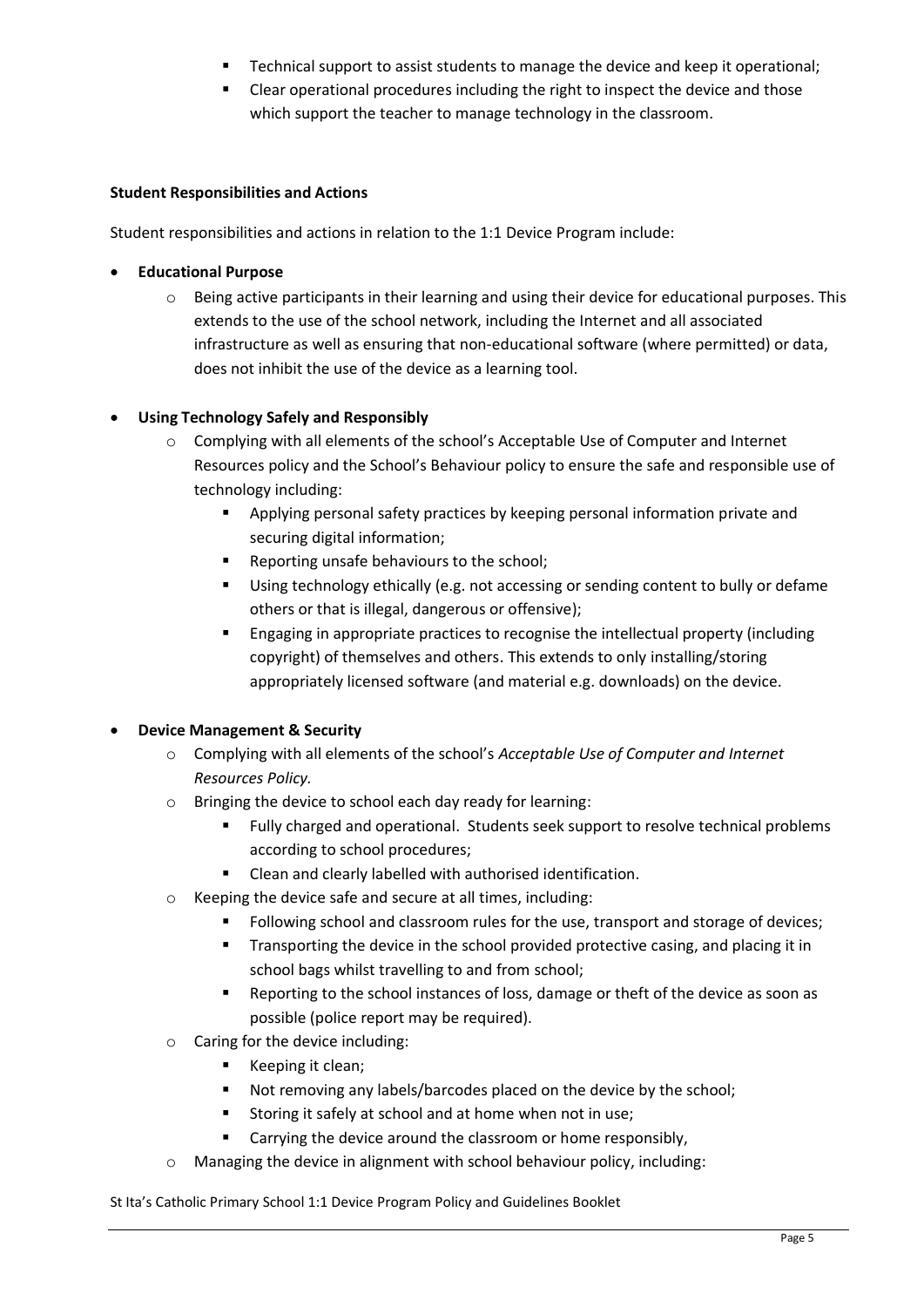- Technical support to assist students to manage the device and keep it operational;
- Clear operational procedures including the right to inspect the device and those which support the teacher to manage technology in the classroom.

**Student Responsibilities and Actions**

Student responsibilities and actions in relation to the 1:1 Device Program include:

- **Educational Purpose**
  - Being active participants in their learning and using their device for educational purposes. This extends to the use of the school network, including the Internet and all associated infrastructure as well as ensuring that non-educational software (where permitted) or data, does not inhibit the use of the device as a learning tool.

- **Using Technology Safely and Responsibly**
  - Complying with all elements of the school's Acceptable Use of Computer and Internet Resources policy and the School's Behaviour policy to ensure the safe and responsible use of technology including:
    - Applying personal safety practices by keeping personal information private and securing digital information;
    - Reporting unsafe behaviours to the school;
    - Using technology ethically (e.g. not accessing or sending content to bully or defame others or that is illegal, dangerous or offensive);
    - Engaging in appropriate practices to recognise the intellectual property (including copyright) of themselves and others. This extends to only installing/storing appropriately licensed software (and material e.g. downloads) on the device.

- **Device Management & Security**
  - Complying with all elements of the school's *Acceptable Use of Computer and Internet Resources Policy.*
  - Bringing the device to school each day ready for learning:
    - Fully charged and operational. Students seek support to resolve technical problems according to school procedures;
    - Clean and clearly labelled with authorised identification.
  - Keeping the device safe and secure at all times, including:
    - Following school and classroom rules for the use, transport and storage of devices;
    - Transporting the device in the school provided protective casing, and placing it in school bags whilst travelling to and from school;
    - Reporting to the school instances of loss, damage or theft of the device as soon as possible (police report may be required).
  - Caring for the device including:
    - Keeping it clean;
    - Not removing any labels/barcodes placed on the device by the school;
    - Storing it safely at school and at home when not in use;
    - Carrying the device around the classroom or home responsibly,
  - Managing the device in alignment with school behaviour policy, including: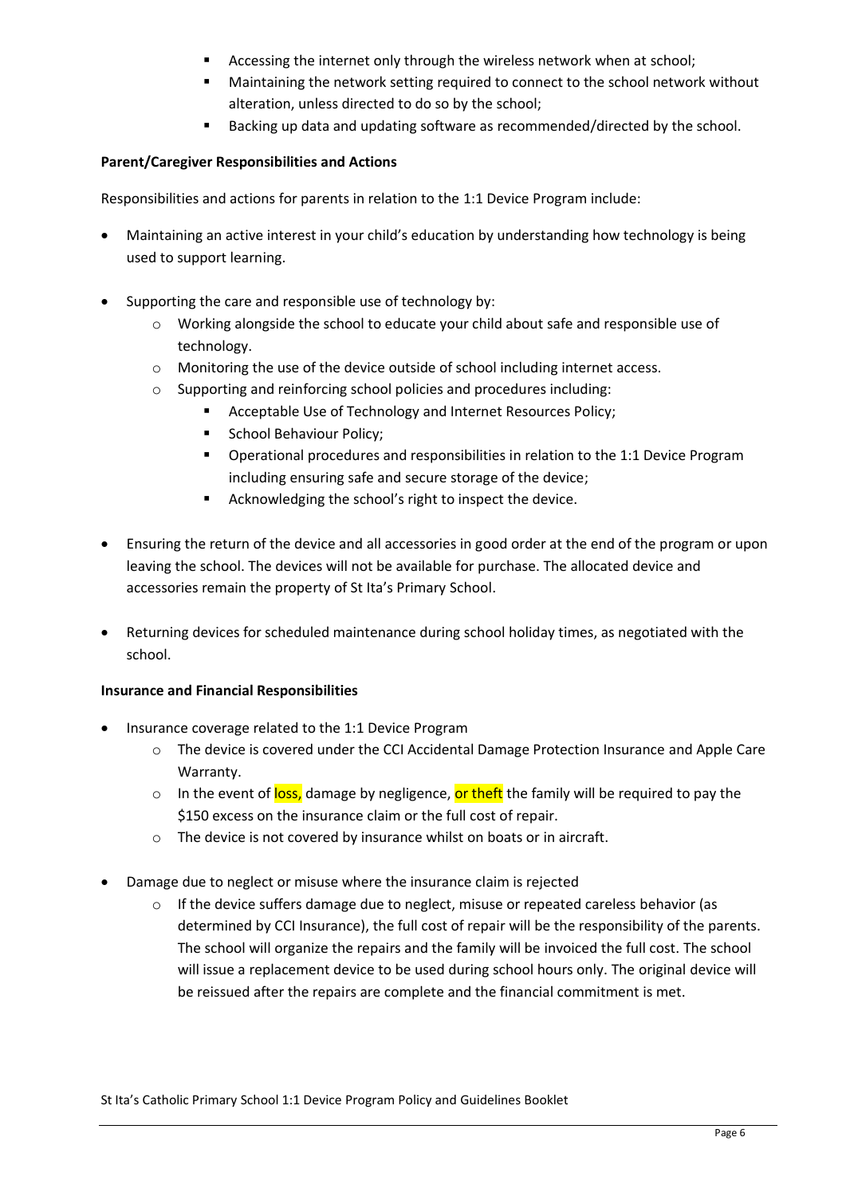- Accessing the internet only through the wireless network when at school;
  - Maintaining the network setting required to connect to the school network without alteration, unless directed to do so by the school;
  - Backing up data and updating software as recommended/directed by the school.

**Parent/Caregiver Responsibilities and Actions**

Responsibilities and actions for parents in relation to the 1:1 Device Program include:

- Maintaining an active interest in your child's education by understanding how technology is being used to support learning.

- Supporting the care and responsible use of technology by:
  - Working alongside the school to educate your child about safe and responsible use of technology.
  - Monitoring the use of the device outside of school including internet access.
  - Supporting and reinforcing school policies and procedures including:
    - Acceptable Use of Technology and Internet Resources Policy;
    - School Behaviour Policy;
    - Operational procedures and responsibilities in relation to the 1:1 Device Program including ensuring safe and secure storage of the device;
    - Acknowledging the school's right to inspect the device.

- Ensuring the return of the device and all accessories in good order at the end of the program or upon leaving the school. The devices will not be available for purchase. The allocated device and accessories remain the property of St Ita's Primary School.

- Returning devices for scheduled maintenance during school holiday times, as negotiated with the school.

**Insurance and Financial Responsibilities**

- Insurance coverage related to the 1:1 Device Program
  - The device is covered under the CCI Accidental Damage Protection Insurance and Apple Care Warranty.
  - In the event of loss, damage by negligence, or theft the family will be required to pay the $150 excess on the insurance claim or the full cost of repair.
  - The device is not covered by insurance whilst on boats or in aircraft.

- Damage due to neglect or misuse where the insurance claim is rejected
  - If the device suffers damage due to neglect, misuse or repeated careless behavior (as determined by CCI Insurance), the full cost of repair will be the responsibility of the parents. The school will organize the repairs and the family will be invoiced the full cost. The school will issue a replacement device to be used during school hours only. The original device will be reissued after the repairs are complete and the financial commitment is met.